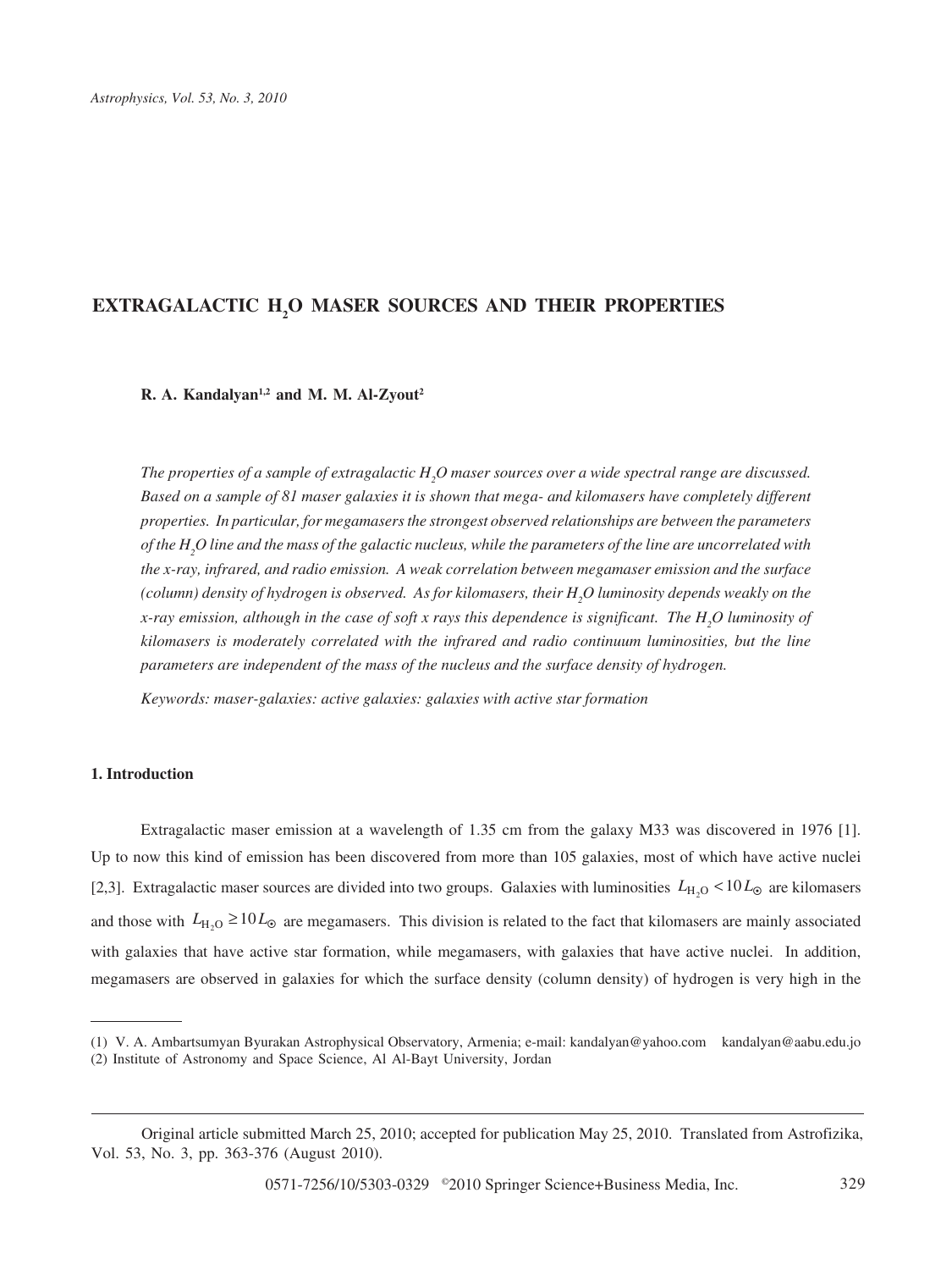# EXTRAGALACTIC $H_2O$ MASER SOURCES AND THEIR PROPERTIES

**R. A. Kandalyan[1,2] and M. M. Al-Zyout[2]**

*The properties of a sample of extragalactic $H_2O$ maser sources over a wide spectral range are discussed. Based on a sample of 81 maser galaxies it is shown that mega- and kilomasers have completely different properties. In particular, for megamasers the strongest observed relationships are between the parameters of the $H_2O$ line and the mass of the galactic nucleus, while the parameters of the line are uncorrelated with the x-ray, infrared, and radio emission. A weak correlation between megamaser emission and the surface (column) density of hydrogen is observed. As for kilomasers, their $H_2O$ luminosity depends weakly on the x-ray emission, although in the case of soft x rays this dependence is significant. The $H_2O$ luminosity of kilomasers is moderately correlated with the infrared and radio continuum luminosities, but the line parameters are independent of the mass of the nucleus and the surface density of hydrogen.*

*Keywords: maser-galaxies: active galaxies: galaxies with active star formation*

## 1. Introduction

Extragalactic maser emission at a wavelength of 1.35 cm from the galaxy M33 was discovered in 1976 [1]. Up to now this kind of emission has been discovered from more than 105 galaxies, most of which have active nuclei [2,3]. Extragalactic maser sources are divided into two groups. Galaxies with luminosities $L_{H_2O} < 10\,L_\odot$ are kilomasers and those with $L_{H_2O} \geq 10\,L_\odot$ are megamasers. This division is related to the fact that kilomasers are mainly associated with galaxies that have active star formation, while megamasers, with galaxies that have active nuclei. In addition, megamasers are observed in galaxies for which the surface density (column density) of hydrogen is very high in the

(1) V. A. Ambartsumyan Byurakan Astrophysical Observatory, Armenia; e-mail: kandalyan@yahoo.com kandalyan@aabu.edu.jo
(2) Institute of Astronomy and Space Science, Al Al-Bayt University, Jordan

Original article submitted March 25, 2010; accepted for publication May 25, 2010. Translated from Astrofizika, Vol. 53, No. 3, pp. 363-376 (August 2010).

0571-7256/10/5303-0329 ©2010 Springer Science+Business Media, Inc.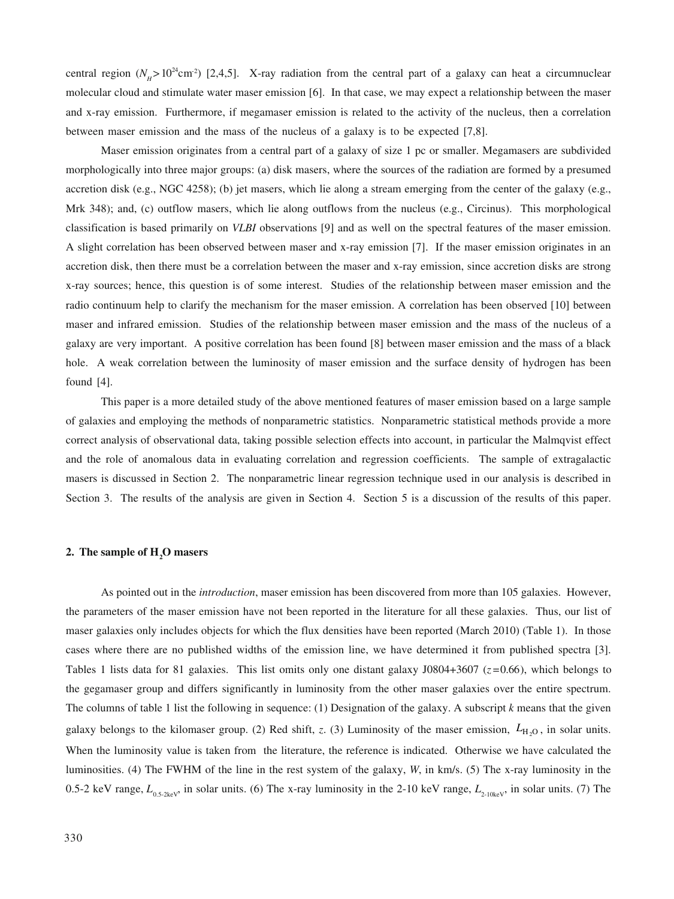central region ($N_H > 10^{24}$cm$^{-2}$) [2,4,5]. X-ray radiation from the central part of a galaxy can heat a circumnuclear molecular cloud and stimulate water maser emission [6]. In that case, we may expect a relationship between the maser and x-ray emission. Furthermore, if megamaser emission is related to the activity of the nucleus, then a correlation between maser emission and the mass of the nucleus of a galaxy is to be expected [7,8].

Maser emission originates from a central part of a galaxy of size 1 pc or smaller. Megamasers are subdivided morphologically into three major groups: (a) disk masers, where the sources of the radiation are formed by a presumed accretion disk (e.g., NGC 4258); (b) jet masers, which lie along a stream emerging from the center of the galaxy (e.g., Mrk 348); and, (c) outflow masers, which lie along outflows from the nucleus (e.g., Circinus). This morphological classification is based primarily on *VLBI* observations [9] and as well on the spectral features of the maser emission. A slight correlation has been observed between maser and x-ray emission [7]. If the maser emission originates in an accretion disk, then there must be a correlation between the maser and x-ray emission, since accretion disks are strong x-ray sources; hence, this question is of some interest. Studies of the relationship between maser emission and the radio continuum help to clarify the mechanism for the maser emission. A correlation has been observed [10] between maser and infrared emission. Studies of the relationship between maser emission and the mass of the nucleus of a galaxy are very important. A positive correlation has been found [8] between maser emission and the mass of a black hole. A weak correlation between the luminosity of maser emission and the surface density of hydrogen has been found [4].

This paper is a more detailed study of the above mentioned features of maser emission based on a large sample of galaxies and employing the methods of nonparametric statistics. Nonparametric statistical methods provide a more correct analysis of observational data, taking possible selection effects into account, in particular the Malmqvist effect and the role of anomalous data in evaluating correlation and regression coefficients. The sample of extragalactic masers is discussed in Section 2. The nonparametric linear regression technique used in our analysis is described in Section 3. The results of the analysis are given in Section 4. Section 5 is a discussion of the results of this paper.

## 2. The sample of $H_2O$ masers

As pointed out in the *introduction*, maser emission has been discovered from more than 105 galaxies. However, the parameters of the maser emission have not been reported in the literature for all these galaxies. Thus, our list of maser galaxies only includes objects for which the flux densities have been reported (March 2010) (Table 1). In those cases where there are no published widths of the emission line, we have determined it from published spectra [3]. Tables 1 lists data for 81 galaxies. This list omits only one distant galaxy J0804+3607 ($z$=0.66), which belongs to the gegamaser group and differs significantly in luminosity from the other maser galaxies over the entire spectrum. The columns of table 1 list the following in sequence: (1) Designation of the galaxy. A subscript $k$ means that the given galaxy belongs to the kilomaser group. (2) Red shift, $z$. (3) Luminosity of the maser emission, $L_{H_2O}$, in solar units. When the luminosity value is taken from the literature, the reference is indicated. Otherwise we have calculated the luminosities. (4) The FWHM of the line in the rest system of the galaxy, $W$, in km/s. (5) The x-ray luminosity in the 0.5-2 keV range, $L_{0.5\text{-}2keV}$, in solar units. (6) The x-ray luminosity in the 2-10 keV range, $L_{2\text{-}10keV}$, in solar units. (7) The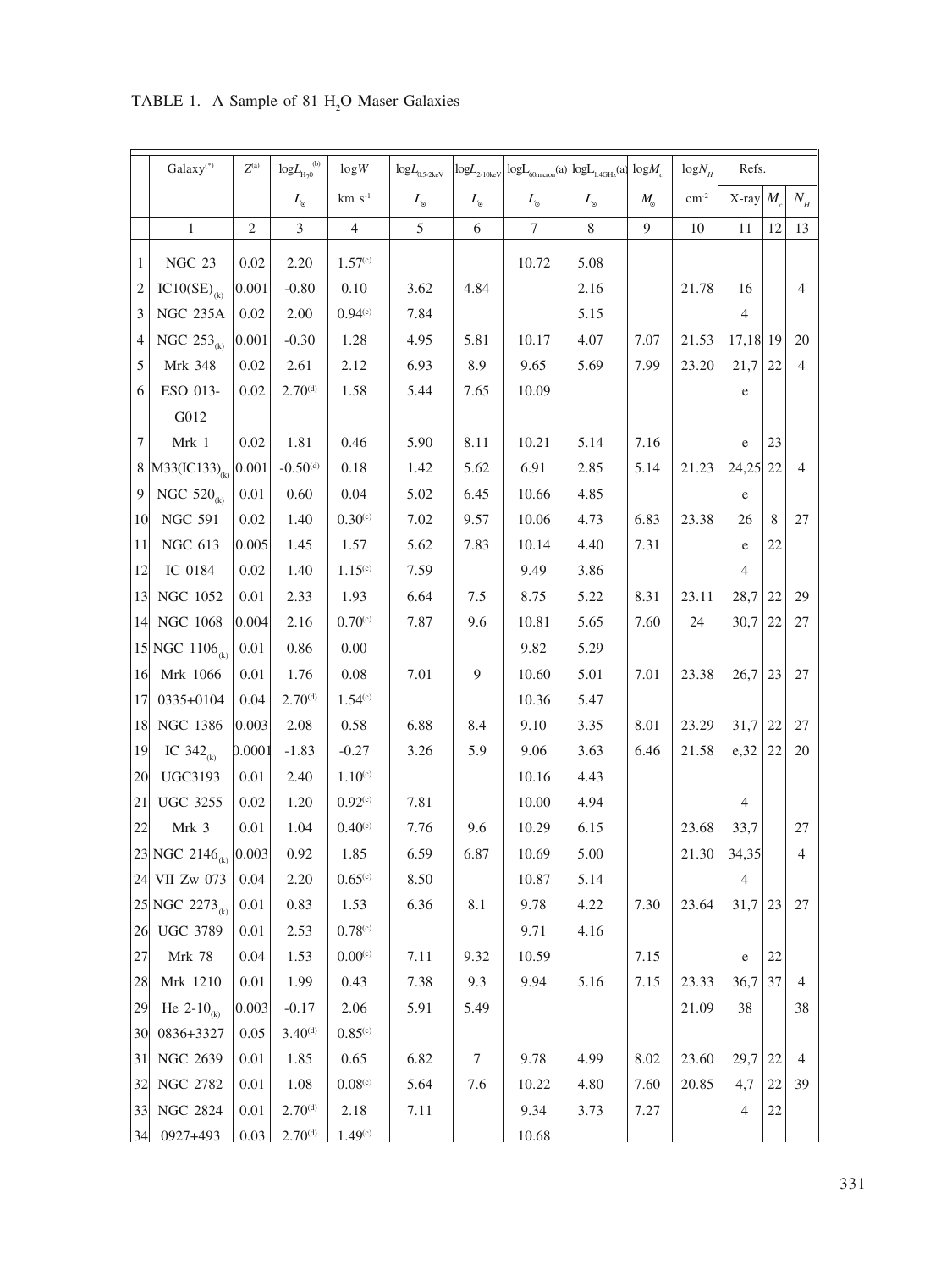TABLE 1. A Sample of 81 $H_2O$ Maser Galaxies

| | Galaxy[*] | $Z$[a] | $\log L_{H_2O}$[b] | $\log W$ | $\log L_{0.5\text{-}2keV}$ | $\log L_{2\text{-}10keV}$ | $\log L_{60micron}$(a) | $\log L_{1.4GHz}$(a) | $\log M_c$ | $\log N_H$ | Refs. | | |
|---|---|---|---|---|---|---|---|---|---|---|---|---|---|
| | | | $L_\odot$ | km s$^{-1}$ | $L_\odot$ | $L_\odot$ | $L_\odot$ | $L_\odot$ | $M_\odot$ | cm$^{-2}$ | X-ray | $M_c$ | $N_H$ |
| | 1 | 2 | 3 | 4 | 5 | 6 | 7 | 8 | 9 | 10 | 11 | 12 | 13 |
| 1 | NGC 23 | 0.02 | 2.20 | 1.57[c] | | | 10.72 | 5.08 | | | | | |
| 2 | IC10(SE)[k] | 0.001 | -0.80 | 0.10 | 3.62 | 4.84 | | 2.16 | | 21.78 | 16 | | 4 |
| 3 | NGC 235A | 0.02 | 2.00 | 0.94[c] | 7.84 | | | 5.15 | | | 4 | | |
| 4 | NGC 253[k] | 0.001 | -0.30 | 1.28 | 4.95 | 5.81 | 10.17 | 4.07 | 7.07 | 21.53 | 17,18 | 19 | 20 |
| 5 | Mrk 348 | 0.02 | 2.61 | 2.12 | 6.93 | 8.9 | 9.65 | 5.69 | 7.99 | 23.20 | 21,7 | 22 | 4 |
| 6 | ESO 013-G012 | 0.02 | 2.70[d] | 1.58 | 5.44 | 7.65 | 10.09 | | | | e | | |
| 7 | Mrk 1 | 0.02 | 1.81 | 0.46 | 5.90 | 8.11 | 10.21 | 5.14 | 7.16 | | e | 23 | |
| 8 | M33(IC133)[k] | 0.001 | -0.50[d] | 0.18 | 1.42 | 5.62 | 6.91 | 2.85 | 5.14 | 21.23 | 24,25 | 22 | 4 |
| 9 | NGC 520[k] | 0.01 | 0.60 | 0.04 | 5.02 | 6.45 | 10.66 | 4.85 | | | e | | |
| 10 | NGC 591 | 0.02 | 1.40 | 0.30[c] | 7.02 | 9.57 | 10.06 | 4.73 | 6.83 | 23.38 | 26 | 8 | 27 |
| 11 | NGC 613 | 0.005 | 1.45 | 1.57 | 5.62 | 7.83 | 10.14 | 4.40 | 7.31 | | e | 22 | |
| 12 | IC 0184 | 0.02 | 1.40 | 1.15[c] | 7.59 | | 9.49 | 3.86 | | | 4 | | |
| 13 | NGC 1052 | 0.01 | 2.33 | 1.93 | 6.64 | 7.5 | 8.75 | 5.22 | 8.31 | 23.11 | 28,7 | 22 | 29 |
| 14 | NGC 1068 | 0.004 | 2.16 | 0.70[c] | 7.87 | 9.6 | 10.81 | 5.65 | 7.60 | 24 | 30,7 | 22 | 27 |
| 15 | NGC 1106[k] | 0.01 | 0.86 | 0.00 | | | 9.82 | 5.29 | | | | | |
| 16 | Mrk 1066 | 0.01 | 1.76 | 0.08 | 7.01 | 9 | 10.60 | 5.01 | 7.01 | 23.38 | 26,7 | 23 | 27 |
| 17 | 0335+0104 | 0.04 | 2.70[d] | 1.54[c] | | | 10.36 | 5.47 | | | | | |
| 18 | NGC 1386 | 0.003 | 2.08 | 0.58 | 6.88 | 8.4 | 9.10 | 3.35 | 8.01 | 23.29 | 31,7 | 22 | 27 |
| 19 | IC 342[k] | 0.0001 | -1.83 | -0.27 | 3.26 | 5.9 | 9.06 | 3.63 | 6.46 | 21.58 | e,32 | 22 | 20 |
| 20 | UGC3193 | 0.01 | 2.40 | 1.10[c] | | | 10.16 | 4.43 | | | | | |
| 21 | UGC 3255 | 0.02 | 1.20 | 0.92[c] | 7.81 | | 10.00 | 4.94 | | | 4 | | |
| 22 | Mrk 3 | 0.01 | 1.04 | 0.40[c] | 7.76 | 9.6 | 10.29 | 6.15 | | 23.68 | 33,7 | | 27 |
| 23 | NGC 2146[k] | 0.003 | 0.92 | 1.85 | 6.59 | 6.87 | 10.69 | 5.00 | | 21.30 | 34,35 | | 4 |
| 24 | VII Zw 073 | 0.04 | 2.20 | 0.65[c] | 8.50 | | 10.87 | 5.14 | | | 4 | | |
| 25 | NGC 2273[k] | 0.01 | 0.83 | 1.53 | 6.36 | 8.1 | 9.78 | 4.22 | 7.30 | 23.64 | 31,7 | 23 | 27 |
| 26 | UGC 3789 | 0.01 | 2.53 | 0.78[c] | | | 9.71 | 4.16 | | | | | |
| 27 | Mrk 78 | 0.04 | 1.53 | 0.00[c] | 7.11 | 9.32 | 10.59 | | 7.15 | | e | 22 | |
| 28 | Mrk 1210 | 0.01 | 1.99 | 0.43 | 7.38 | 9.3 | 9.94 | 5.16 | 7.15 | 23.33 | 36,7 | 37 | 4 |
| 29 | He 2-10[k] | 0.003 | -0.17 | 2.06 | 5.91 | 5.49 | | | | 21.09 | 38 | | 38 |
| 30 | 0836+3327 | 0.05 | 3.40[d] | 0.85[c] | | | | | | | | | |
| 31 | NGC 2639 | 0.01 | 1.85 | 0.65 | 6.82 | 7 | 9.78 | 4.99 | 8.02 | 23.60 | 29,7 | 22 | 4 |
| 32 | NGC 2782 | 0.01 | 1.08 | 0.08[c] | 5.64 | 7.6 | 10.22 | 4.80 | 7.60 | 20.85 | 4,7 | 22 | 39 |
| 33 | NGC 2824 | 0.01 | 2.70[d] | 2.18 | 7.11 | | 9.34 | 3.73 | 7.27 | | 4 | 22 | |
| 34 | 0927+493 | 0.03 | 2.70[d] | 1.49[c] | | | 10.68 | | | | | | |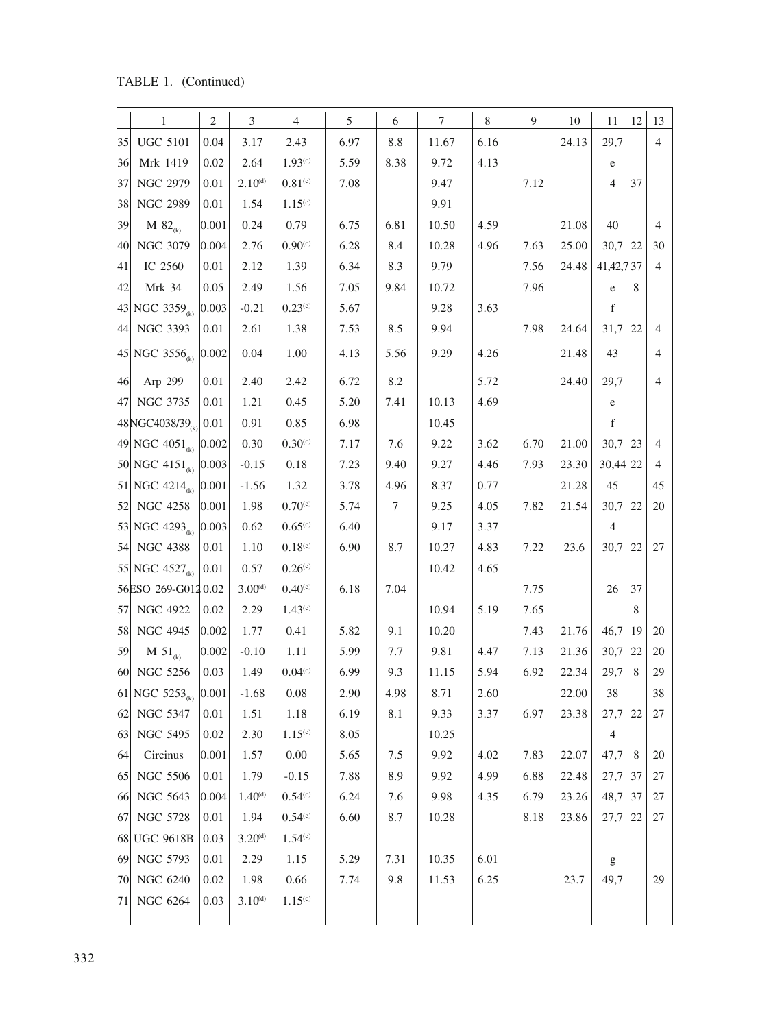TABLE 1. (Continued)

| | 1 | 2 | 3 | 4 | 5 | 6 | 7 | 8 | 9 | 10 | 11 | 12 | 13 |
|---|---|---|---|---|---|---|---|---|---|---|---|---|---|
| 35 | UGC 5101 | 0.04 | 3.17 | 2.43 | 6.97 | 8.8 | 11.67 | 6.16 | | 24.13 | 29,7 | | 4 |
| 36 | Mrk 1419 | 0.02 | 2.64 | 1.93^(c) | 5.59 | 8.38 | 9.72 | 4.13 | | | e | | |
| 37 | NGC 2979 | 0.01 | 2.10^(d) | 0.81^(c) | 7.08 | | 9.47 | | 7.12 | | 4 | 37 | |
| 38 | NGC 2989 | 0.01 | 1.54 | 1.15^(c) | | | 9.91 | | | | | | |
| 39 | M $82_{(k)}$ | 0.001 | 0.24 | 0.79 | 6.75 | 6.81 | 10.50 | 4.59 | | 21.08 | 40 | | 4 |
| 40 | NGC 3079 | 0.004 | 2.76 | 0.90^(c) | 6.28 | 8.4 | 10.28 | 4.96 | 7.63 | 25.00 | 30,7 | 22 | 30 |
| 41 | IC 2560 | 0.01 | 2.12 | 1.39 | 6.34 | 8.3 | 9.79 | | 7.56 | 24.48 | 41,42,7 | 37 | 4 |
| 42 | Mrk 34 | 0.05 | 2.49 | 1.56 | 7.05 | 9.84 | 10.72 | | 7.96 | | e | 8 | |
| 43 | NGC $3359_{(k)}$ | 0.003 | -0.21 | 0.23^(c) | 5.67 | | 9.28 | 3.63 | | | f | | |
| 44 | NGC 3393 | 0.01 | 2.61 | 1.38 | 7.53 | 8.5 | 9.94 | | 7.98 | 24.64 | 31,7 | 22 | 4 |
| 45 | NGC $3556_{(k)}$ | 0.002 | 0.04 | 1.00 | 4.13 | 5.56 | 9.29 | 4.26 | | 21.48 | 43 | | 4 |
| 46 | Arp 299 | 0.01 | 2.40 | 2.42 | 6.72 | 8.2 | | 5.72 | | 24.40 | 29,7 | | 4 |
| 47 | NGC 3735 | 0.01 | 1.21 | 0.45 | 5.20 | 7.41 | 10.13 | 4.69 | | | e | | |
| 48 | NGC4038/$39_{(k)}$ | 0.01 | 0.91 | 0.85 | 6.98 | | 10.45 | | | | f | | |
| 49 | NGC $4051_{(k)}$ | 0.002 | 0.30 | 0.30^(c) | 7.17 | 7.6 | 9.22 | 3.62 | 6.70 | 21.00 | 30,7 | 23 | 4 |
| 50 | NGC $4151_{(k)}$ | 0.003 | -0.15 | 0.18 | 7.23 | 9.40 | 9.27 | 4.46 | 7.93 | 23.30 | 30,44 | 22 | 4 |
| 51 | NGC $4214_{(k)}$ | 0.001 | -1.56 | 1.32 | 3.78 | 4.96 | 8.37 | 0.77 | | 21.28 | 45 | | 45 |
| 52 | NGC 4258 | 0.001 | 1.98 | 0.70^(c) | 5.74 | 7 | 9.25 | 4.05 | 7.82 | 21.54 | 30,7 | 22 | 20 |
| 53 | NGC $4293_{(k)}$ | 0.003 | 0.62 | 0.65^(c) | 6.40 | | 9.17 | 3.37 | | | 4 | | |
| 54 | NGC 4388 | 0.01 | 1.10 | 0.18^(c) | 6.90 | 8.7 | 10.27 | 4.83 | 7.22 | 23.6 | 30,7 | 22 | 27 |
| 55 | NGC $4527_{(k)}$ | 0.01 | 0.57 | 0.26^(c) | | | 10.42 | 4.65 | | | | | |
| 56 | ESO 269-G012 | 0.02 | 3.00^(d) | 0.40^(c) | 6.18 | 7.04 | | | 7.75 | | 26 | 37 | |
| 57 | NGC 4922 | 0.02 | 2.29 | 1.43^(c) | | | 10.94 | 5.19 | 7.65 | | | 8 | |
| 58 | NGC 4945 | 0.002 | 1.77 | 0.41 | 5.82 | 9.1 | 10.20 | | 7.43 | 21.76 | 46,7 | 19 | 20 |
| 59 | M $51_{(k)}$ | 0.002 | -0.10 | 1.11 | 5.99 | 7.7 | 9.81 | 4.47 | 7.13 | 21.36 | 30,7 | 22 | 20 |
| 60 | NGC 5256 | 0.03 | 1.49 | 0.04^(c) | 6.99 | 9.3 | 11.15 | 5.94 | 6.92 | 22.34 | 29,7 | 8 | 29 |
| 61 | NGC $5253_{(k)}$ | 0.001 | -1.68 | 0.08 | 2.90 | 4.98 | 8.71 | 2.60 | | 22.00 | 38 | | 38 |
| 62 | NGC 5347 | 0.01 | 1.51 | 1.18 | 6.19 | 8.1 | 9.33 | 3.37 | 6.97 | 23.38 | 27,7 | 22 | 27 |
| 63 | NGC 5495 | 0.02 | 2.30 | 1.15^(c) | 8.05 | | 10.25 | | | | 4 | | |
| 64 | Circinus | 0.001 | 1.57 | 0.00 | 5.65 | 7.5 | 9.92 | 4.02 | 7.83 | 22.07 | 47,7 | 8 | 20 |
| 65 | NGC 5506 | 0.01 | 1.79 | -0.15 | 7.88 | 8.9 | 9.92 | 4.99 | 6.88 | 22.48 | 27,7 | 37 | 27 |
| 66 | NGC 5643 | 0.004 | 1.40^(d) | 0.54^(c) | 6.24 | 7.6 | 9.98 | 4.35 | 6.79 | 23.26 | 48,7 | 37 | 27 |
| 67 | NGC 5728 | 0.01 | 1.94 | 0.54^(c) | 6.60 | 8.7 | 10.28 | | 8.18 | 23.86 | 27,7 | 22 | 27 |
| 68 | UGC 9618B | 0.03 | 3.20^(d) | 1.54^(c) | | | | | | | | | |
| 69 | NGC 5793 | 0.01 | 2.29 | 1.15 | 5.29 | 7.31 | 10.35 | 6.01 | | | g | | |
| 70 | NGC 6240 | 0.02 | 1.98 | 0.66 | 7.74 | 9.8 | 11.53 | 6.25 | | 23.7 | 49,7 | | 29 |
| 71 | NGC 6264 | 0.03 | 3.10^(d) | 1.15^(c) | | | | | | | | | |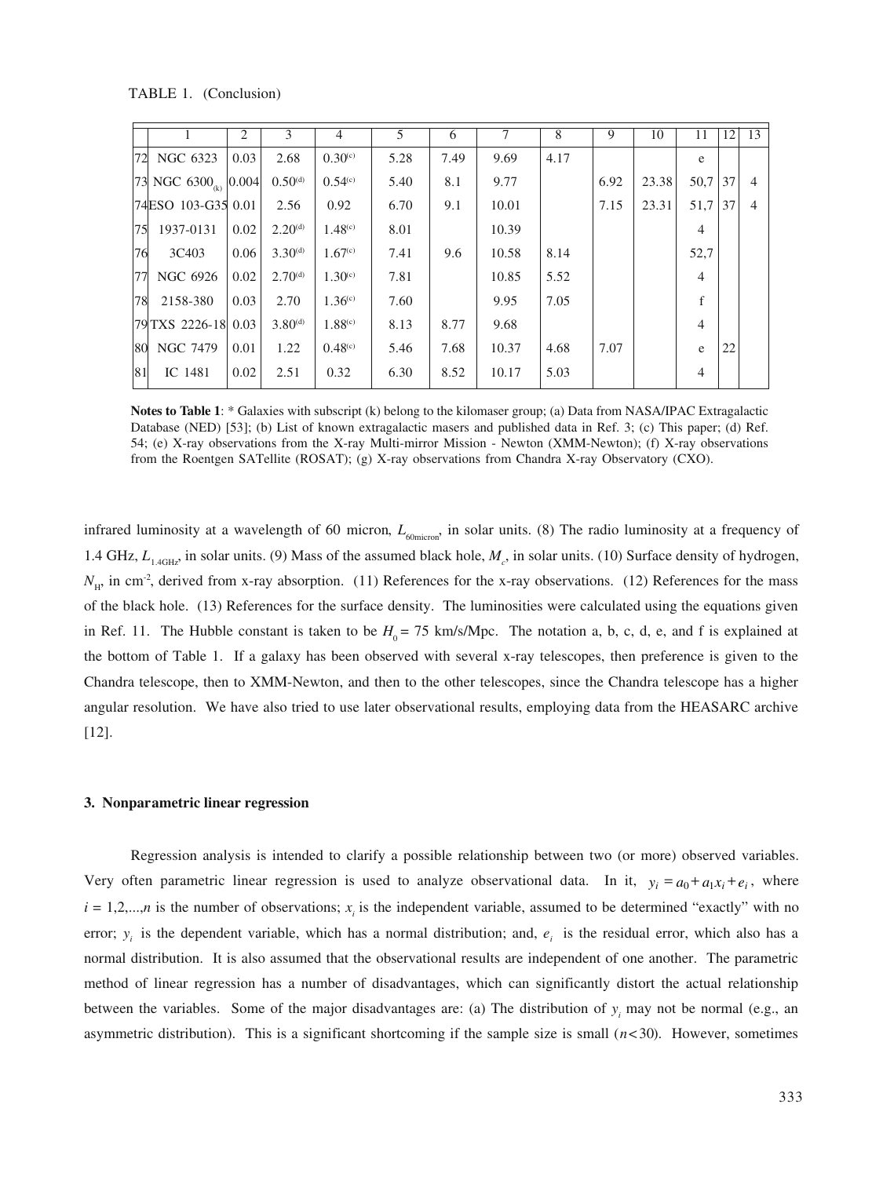TABLE 1. (Conclusion)

| | 1 | 2 | 3 | 4 | 5 | 6 | 7 | 8 | 9 | 10 | 11 | 12 | 13 |
|---|---|---|---|---|---|---|---|---|---|---|---|---|---|
| 72 | NGC 6323 | 0.03 | 2.68 | 0.30[(c)] | 5.28 | 7.49 | 9.69 | 4.17 | | | e | | |
| 73 | NGC 6300$_{(k)}$ | 0.004 | 0.50[(d)] | 0.54[(c)] | 5.40 | 8.1 | 9.77 | | 6.92 | 23.38 | 50,7 | 37 | 4 |
| 74 | ESO 103-G35 | 0.01 | 2.56 | 0.92 | 6.70 | 9.1 | 10.01 | | 7.15 | 23.31 | 51,7 | 37 | 4 |
| 75 | 1937-0131 | 0.02 | 2.20[(d)] | 1.48[(c)] | 8.01 | | 10.39 | | | | 4 | | |
| 76 | 3C403 | 0.06 | 3.30[(d)] | 1.67[(c)] | 7.41 | 9.6 | 10.58 | 8.14 | | | 52,7 | | |
| 77 | NGC 6926 | 0.02 | 2.70[(d)] | 1.30[(c)] | 7.81 | | 10.85 | 5.52 | | | 4 | | |
| 78 | 2158-380 | 0.03 | 2.70 | 1.36[(c)] | 7.60 | | 9.95 | 7.05 | | | f | | |
| 79 | TXS 2226-18 | 0.03 | 3.80[(d)] | 1.88[(c)] | 8.13 | 8.77 | 9.68 | | | | 4 | | |
| 80 | NGC 7479 | 0.01 | 1.22 | 0.48[(c)] | 5.46 | 7.68 | 10.37 | 4.68 | 7.07 | | e | 22 | |
| 81 | IC 1481 | 0.02 | 2.51 | 0.32 | 6.30 | 8.52 | 10.17 | 5.03 | | | 4 | | |

**Notes to Table 1**: * Galaxies with subscript (k) belong to the kilomaser group; (a) Data from NASA/IPAC Extragalactic Database (NED) [53]; (b) List of known extragalactic masers and published data in Ref. 3; (c) This paper; (d) Ref. 54; (e) X-ray observations from the X-ray Multi-mirror Mission - Newton (XMM-Newton); (f) X-ray observations from the Roentgen SATellite (ROSAT); (g) X-ray observations from Chandra X-ray Observatory (CXO).

infrared luminosity at a wavelength of 60 micron, $L_{60\mathrm{micron}}$, in solar units. (8) The radio luminosity at a frequency of 1.4 GHz, $L_{1.4\mathrm{GHz}}$, in solar units. (9) Mass of the assumed black hole, $M_c$, in solar units. (10) Surface density of hydrogen, $N_H$, in cm$^{-2}$, derived from x-ray absorption. (11) References for the x-ray observations. (12) References for the mass of the black hole. (13) References for the surface density. The luminosities were calculated using the equations given in Ref. 11. The Hubble constant is taken to be $H_0 = 75$ km/s/Mpc. The notation a, b, c, d, e, and f is explained at the bottom of Table 1. If a galaxy has been observed with several x-ray telescopes, then preference is given to the Chandra telescope, then to XMM-Newton, and then to the other telescopes, since the Chandra telescope has a higher angular resolution. We have also tried to use later observational results, employing data from the HEASARC archive [12].

### 3. Nonparametric linear regression

Regression analysis is intended to clarify a possible relationship between two (or more) observed variables. Very often parametric linear regression is used to analyze observational data. In it, $y_i = a_0 + a_1 x_i + e_i$, where $i = 1,2,...,n$ is the number of observations; $x_i$ is the independent variable, assumed to be determined "exactly" with no error; $y_i$ is the dependent variable, which has a normal distribution; and, $e_i$ is the residual error, which also has a normal distribution. It is also assumed that the observational results are independent of one another. The parametric method of linear regression has a number of disadvantages, which can significantly distort the actual relationship between the variables. Some of the major disadvantages are: (a) The distribution of $y_i$ may not be normal (e.g., an asymmetric distribution). This is a significant shortcoming if the sample size is small ($n < 30$). However, sometimes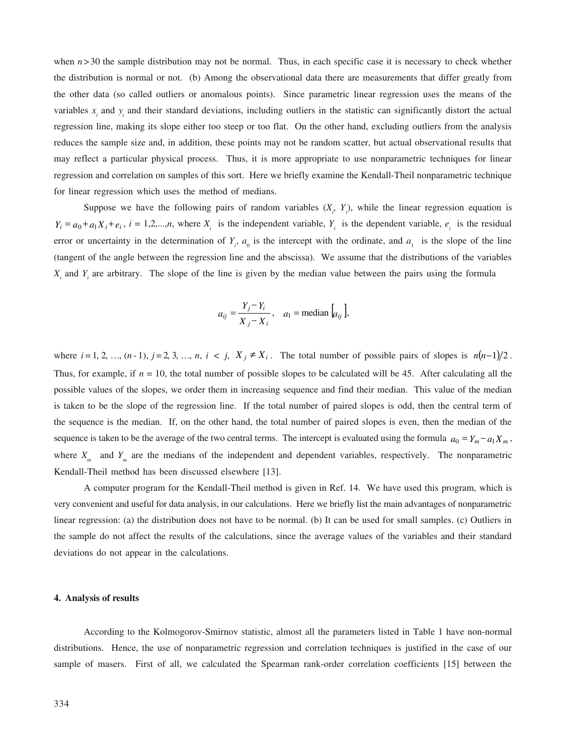when $n > 30$ the sample distribution may not be normal. Thus, in each specific case it is necessary to check whether the distribution is normal or not. (b) Among the observational data there are measurements that differ greatly from the other data (so called outliers or anomalous points). Since parametric linear regression uses the means of the variables $x_i$ and $y_i$ and their standard deviations, including outliers in the statistic can significantly distort the actual regression line, making its slope either too steep or too flat. On the other hand, excluding outliers from the analysis reduces the sample size and, in addition, these points may not be random scatter, but actual observational results that may reflect a particular physical process. Thus, it is more appropriate to use nonparametric techniques for linear regression and correlation on samples of this sort. Here we briefly examine the Kendall-Theil nonparametric technique for linear regression which uses the method of medians.

Suppose we have the following pairs of random variables ($X_i$, $Y_i$), while the linear regression equation is $Y_i = a_0 + a_1 X_i + e_i$, $i = 1,2,...,n$, where $X_i$ is the independent variable, $Y_i$ is the dependent variable, $e_i$ is the residual error or uncertainty in the determination of $Y_i$, $a_0$ is the intercept with the ordinate, and $a_1$ is the slope of the line (tangent of the angle between the regression line and the abscissa). We assume that the distributions of the variables $X_i$ and $Y_i$ are arbitrary. The slope of the line is given by the median value between the pairs using the formula

$$a_{ij} = \frac{Y_j - Y_i}{X_j - X_i}, \quad a_1 = \text{median}\,[a_{ij}],$$

where $i = 1, 2, \ldots, (n-1)$, $j = 2, 3, \ldots, n$, $i < j$, $X_j \neq X_i$. The total number of possible pairs of slopes is $n(n-1)/2$. Thus, for example, if $n = 10$, the total number of possible slopes to be calculated will be 45. After calculating all the possible values of the slopes, we order them in increasing sequence and find their median. This value of the median is taken to be the slope of the regression line. If the total number of paired slopes is odd, then the central term of the sequence is the median. If, on the other hand, the total number of paired slopes is even, then the median of the sequence is taken to be the average of the two central terms. The intercept is evaluated using the formula $a_0 = Y_m - a_1 X_m$, where $X_m$ and $Y_m$ are the medians of the independent and dependent variables, respectively. The nonparametric Kendall-Theil method has been discussed elsewhere [13].

A computer program for the Kendall-Theil method is given in Ref. 14. We have used this program, which is very convenient and useful for data analysis, in our calculations. Here we briefly list the main advantages of nonparametric linear regression: (a) the distribution does not have to be normal. (b) It can be used for small samples. (c) Outliers in the sample do not affect the results of the calculations, since the average values of the variables and their standard deviations do not appear in the calculations.

#### 4. Analysis of results

According to the Kolmogorov-Smirnov statistic, almost all the parameters listed in Table 1 have non-normal distributions. Hence, the use of nonparametric regression and correlation techniques is justified in the case of our sample of masers. First of all, we calculated the Spearman rank-order correlation coefficients [15] between the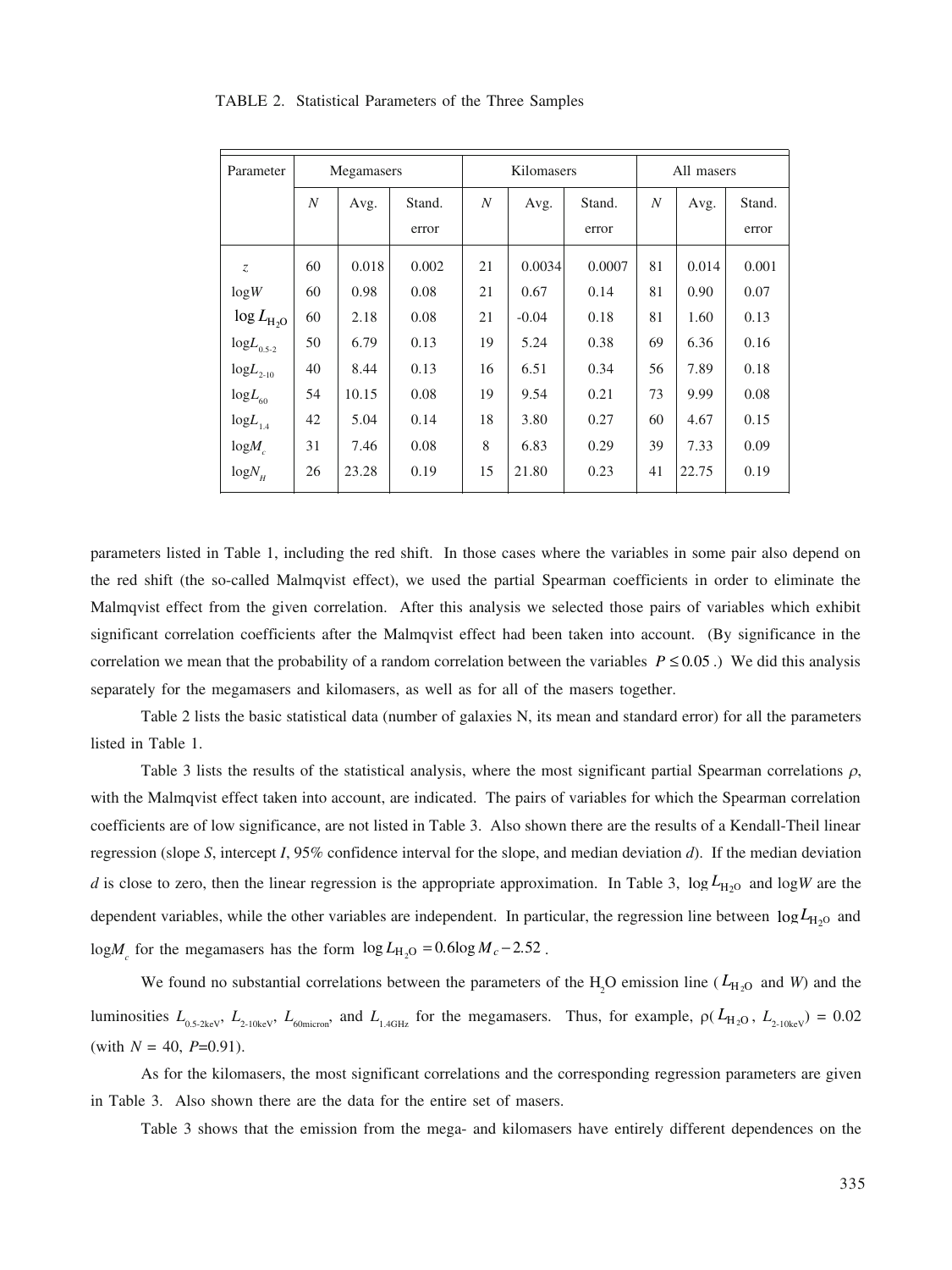TABLE 2. Statistical Parameters of the Three Samples

| Parameter | Megamasers | | | Kilomasers | | | All masers | | |
|---|---|---|---|---|---|---|---|---|---|
| | $N$ | Avg. | Stand. error | $N$ | Avg. | Stand. error | $N$ | Avg. | Stand. error |
| $z$ | 60 | 0.018 | 0.002 | 21 | 0.0034 | 0.0007 | 81 | 0.014 | 0.001 |
| $\log W$ | 60 | 0.98 | 0.08 | 21 | 0.67 | 0.14 | 81 | 0.90 | 0.07 |
| $\log L_{\mathrm{H_2O}}$ | 60 | 2.18 | 0.08 | 21 | -0.04 | 0.18 | 81 | 1.60 | 0.13 |
| $\log L_{0.5\text{-}2}$ | 50 | 6.79 | 0.13 | 19 | 5.24 | 0.38 | 69 | 6.36 | 0.16 |
| $\log L_{2\text{-}10}$ | 40 | 8.44 | 0.13 | 16 | 6.51 | 0.34 | 56 | 7.89 | 0.18 |
| $\log L_{60}$ | 54 | 10.15 | 0.08 | 19 | 9.54 | 0.21 | 73 | 9.99 | 0.08 |
| $\log L_{1.4}$ | 42 | 5.04 | 0.14 | 18 | 3.80 | 0.27 | 60 | 4.67 | 0.15 |
| $\log M_c$ | 31 | 7.46 | 0.08 | 8 | 6.83 | 0.29 | 39 | 7.33 | 0.09 |
| $\log N_H$ | 26 | 23.28 | 0.19 | 15 | 21.80 | 0.23 | 41 | 22.75 | 0.19 |

parameters listed in Table 1, including the red shift. In those cases where the variables in some pair also depend on the red shift (the so-called Malmqvist effect), we used the partial Spearman coefficients in order to eliminate the Malmqvist effect from the given correlation. After this analysis we selected those pairs of variables which exhibit significant correlation coefficients after the Malmqvist effect had been taken into account. (By significance in the correlation we mean that the probability of a random correlation between the variables $P \leq 0.05$.) We did this analysis separately for the megamasers and kilomasers, as well as for all of the masers together.

Table 2 lists the basic statistical data (number of galaxies N, its mean and standard error) for all the parameters listed in Table 1.

Table 3 lists the results of the statistical analysis, where the most significant partial Spearman correlations $\rho$, with the Malmqvist effect taken into account, are indicated. The pairs of variables for which the Spearman correlation coefficients are of low significance, are not listed in Table 3. Also shown there are the results of a Kendall-Theil linear regression (slope *S*, intercept *I*, 95% confidence interval for the slope, and median deviation *d*). If the median deviation *d* is close to zero, then the linear regression is the appropriate approximation. In Table 3, $\log L_{\mathrm{H_2O}}$ and $\log W$ are the dependent variables, while the other variables are independent. In particular, the regression line between $\log L_{\mathrm{H_2O}}$ and $\log M_c$ for the megamasers has the form $\log L_{\mathrm{H_2O}} = 0.6 \log M_c - 2.52$.

We found no substantial correlations between the parameters of the $H_2O$ emission line ($L_{\mathrm{H_2O}}$ and $W$) and the luminosities $L_{0.5\text{-}2\mathrm{keV}}$, $L_{2\text{-}10\mathrm{keV}}$, $L_{60\mathrm{micron}}$, and $L_{1.4\mathrm{GHz}}$ for the megamasers. Thus, for example, $\rho(L_{\mathrm{H_2O}}, L_{2\text{-}10\mathrm{keV}}) = 0.02$ (with $N = 40$, $P$=0.91).

As for the kilomasers, the most significant correlations and the corresponding regression parameters are given in Table 3. Also shown there are the data for the entire set of masers.

Table 3 shows that the emission from the mega- and kilomasers have entirely different dependences on the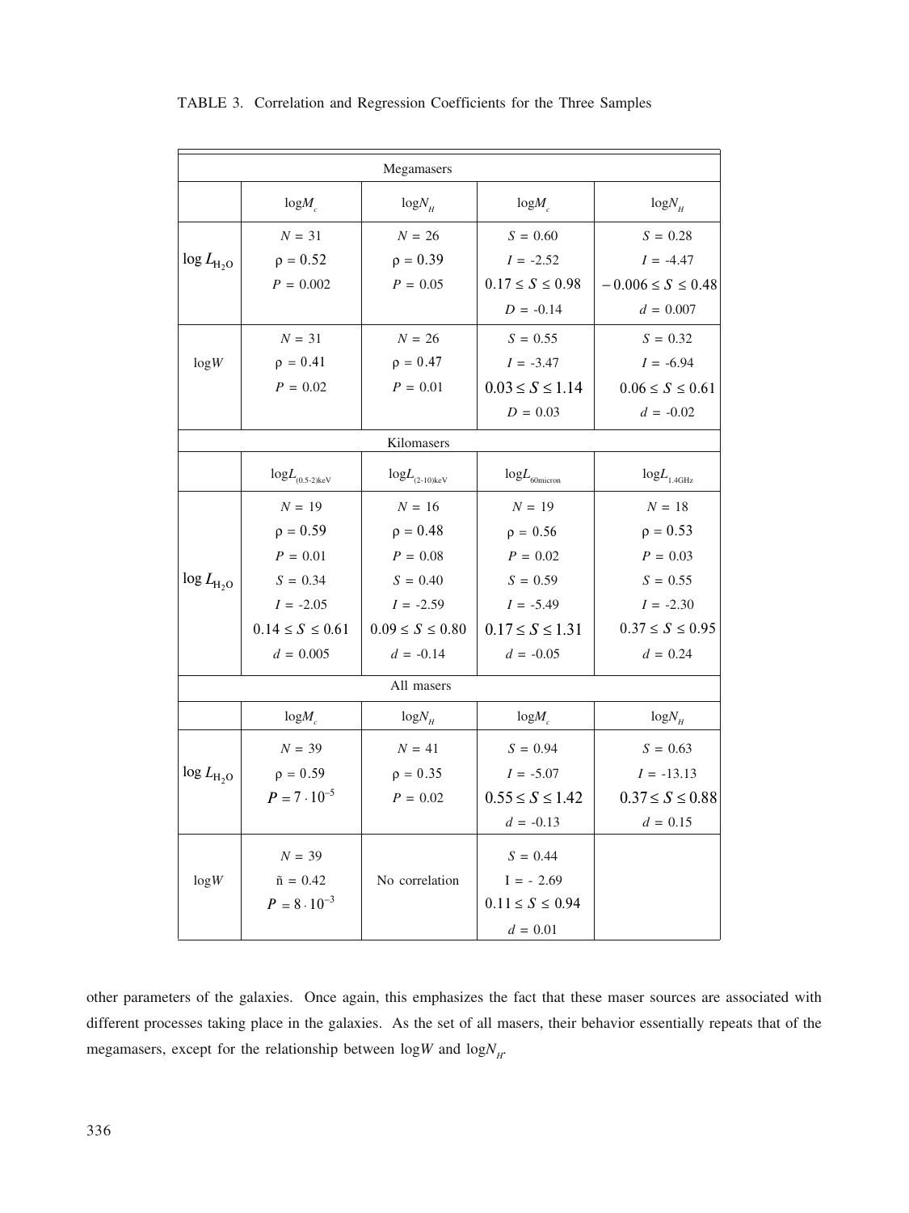TABLE 3. Correlation and Regression Coefficients for the Three Samples

| Megamasers | | | | |
|---|---|---|---|---|
| | $\log M_c$ | $\log N_H$ | $\log M_c$ | $\log N_H$ |
| $\log L_{H_2O}$ | $N = 31$<br>$\rho = 0.52$<br>$P = 0.002$ | $N = 26$<br>$\rho = 0.39$<br>$P = 0.05$ | $S = 0.60$<br>$I = -2.52$<br>$0.17 \le S \le 0.98$<br>$D = -0.14$ | $S = 0.28$<br>$I = -4.47$<br>$-0.006 \le S \le 0.48$<br>$d = 0.007$ |
| $\log W$ | $N = 31$<br>$\rho = 0.41$<br>$P = 0.02$ | $N = 26$<br>$\rho = 0.47$<br>$P = 0.01$ | $S = 0.55$<br>$I = -3.47$<br>$0.03 \le S \le 1.14$<br>$D = 0.03$ | $S = 0.32$<br>$I = -6.94$<br>$0.06 \le S \le 0.61$<br>$d = -0.02$ |
| **Kilomasers** | | | | |
| | $\log L_{(0.5\text{-}2)\text{keV}}$ | $\log L_{(2\text{-}10)\text{keV}}$ | $\log L_{60\text{micron}}$ | $\log L_{1.4\text{GHz}}$ |
| $\log L_{H_2O}$ | $N = 19$<br>$\rho = 0.59$<br>$P = 0.01$<br>$S = 0.34$<br>$I = -2.05$<br>$0.14 \le S \le 0.61$<br>$d = 0.005$ | $N = 16$<br>$\rho = 0.48$<br>$P = 0.08$<br>$S = 0.40$<br>$I = -2.59$<br>$0.09 \le S \le 0.80$<br>$d = -0.14$ | $N = 19$<br>$\rho = 0.56$<br>$P = 0.02$<br>$S = 0.59$<br>$I = -5.49$<br>$0.17 \le S \le 1.31$<br>$d = -0.05$ | $N = 18$<br>$\rho = 0.53$<br>$P = 0.03$<br>$S = 0.55$<br>$I = -2.30$<br>$0.37 \le S \le 0.95$<br>$d = 0.24$ |
| **All masers** | | | | |
| | $\log M_c$ | $\log N_H$ | $\log M_c$ | $\log N_H$ |
| $\log L_{H_2O}$ | $N = 39$<br>$\rho = 0.59$<br>$P = 7 \cdot 10^{-5}$ | $N = 41$<br>$\rho = 0.35$<br>$P = 0.02$ | $S = 0.94$<br>$I = -5.07$<br>$0.55 \le S \le 1.42$<br>$d = -0.13$ | $S = 0.63$<br>$I = -13.13$<br>$0.37 \le S \le 0.88$<br>$d = 0.15$ |
| $\log W$ | $N = 39$<br>ñ $= 0.42$<br>$P = 8 \cdot 10^{-3}$ | No correlation | $S = 0.44$<br>I = - 2.69<br>$0.11 \le S \le 0.94$<br>$d = 0.01$ | |

other parameters of the galaxies. Once again, this emphasizes the fact that these maser sources are associated with different processes taking place in the galaxies. As the set of all masers, their behavior essentially repeats that of the megamasers, except for the relationship between $\log W$ and $\log N_H$.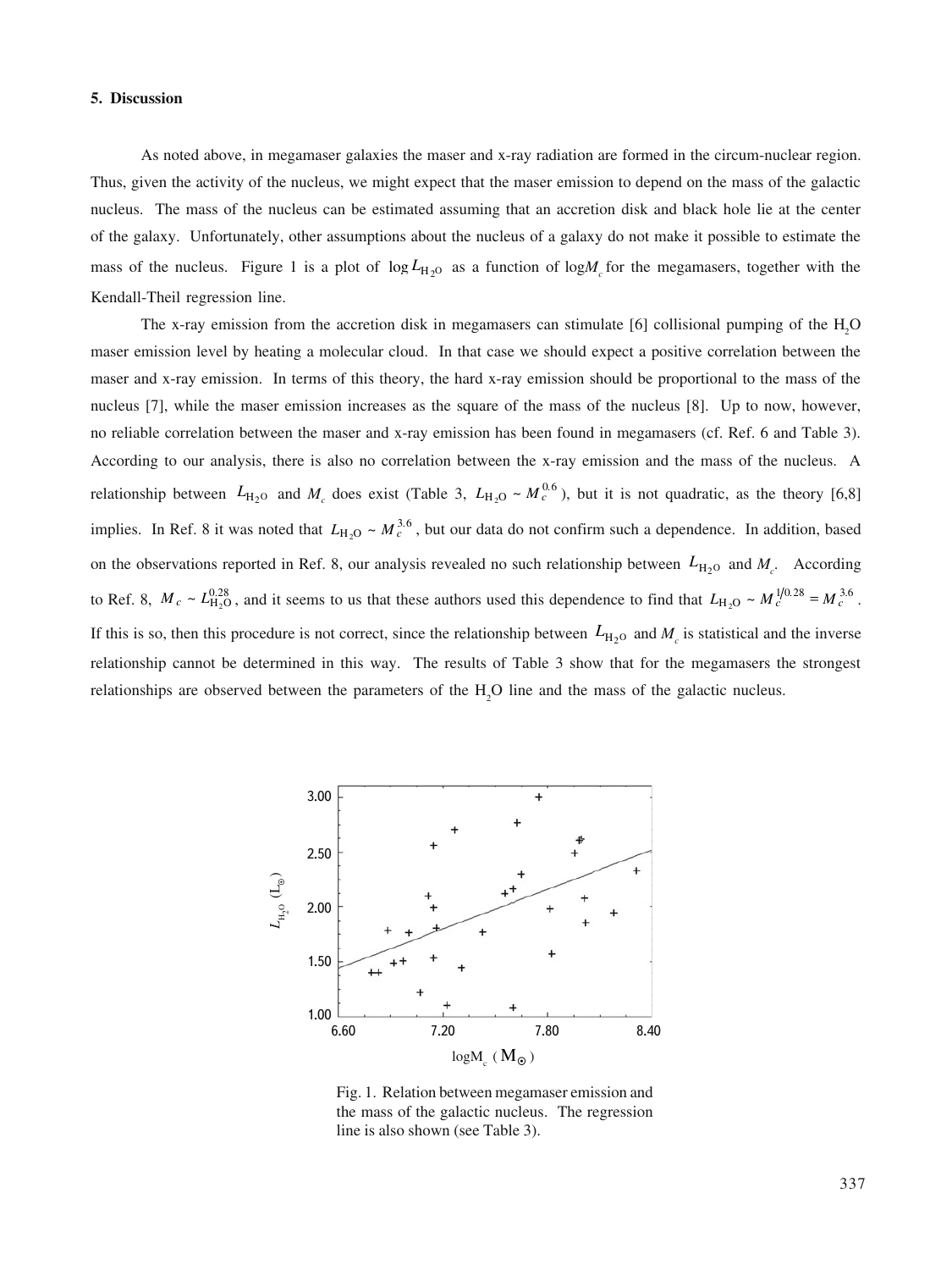## 5. Discussion

As noted above, in megamaser galaxies the maser and x-ray radiation are formed in the circum-nuclear region. Thus, given the activity of the nucleus, we might expect that the maser emission to depend on the mass of the galactic nucleus. The mass of the nucleus can be estimated assuming that an accretion disk and black hole lie at the center of the galaxy. Unfortunately, other assumptions about the nucleus of a galaxy do not make it possible to estimate the mass of the nucleus. Figure 1 is a plot of $\log L_{H_2O}$ as a function of $\log M_c$ for the megamasers, together with the Kendall-Theil regression line.

The x-ray emission from the accretion disk in megamasers can stimulate [6] collisional pumping of the $H_2O$ maser emission level by heating a molecular cloud. In that case we should expect a positive correlation between the maser and x-ray emission. In terms of this theory, the hard x-ray emission should be proportional to the mass of the nucleus [7], while the maser emission increases as the square of the mass of the nucleus [8]. Up to now, however, no reliable correlation between the maser and x-ray emission has been found in megamasers (cf. Ref. 6 and Table 3). According to our analysis, there is also no correlation between the x-ray emission and the mass of the nucleus. A relationship between $L_{H_2O}$ and $M_c$ does exist (Table 3, $L_{H_2O} \sim M_c^{0.6}$), but it is not quadratic, as the theory [6,8] implies. In Ref. 8 it was noted that $L_{H_2O} \sim M_c^{3.6}$, but our data do not confirm such a dependence. In addition, based on the observations reported in Ref. 8, our analysis revealed no such relationship between $L_{H_2O}$ and $M_c$. According to Ref. 8, $M_c \sim L_{H_2O}^{0.28}$, and it seems to us that these authors used this dependence to find that $L_{H_2O} \sim M_c^{1/0.28} = M_c^{3.6}$. If this is so, then this procedure is not correct, since the relationship between $L_{H_2O}$ and $M_c$ is statistical and the inverse relationship cannot be determined in this way. The results of Table 3 show that for the megamasers the strongest relationships are observed between the parameters of the $H_2O$ line and the mass of the galactic nucleus.

Fig. 1. Relation between megamaser emission and the mass of the galactic nucleus. The regression line is also shown (see Table 3).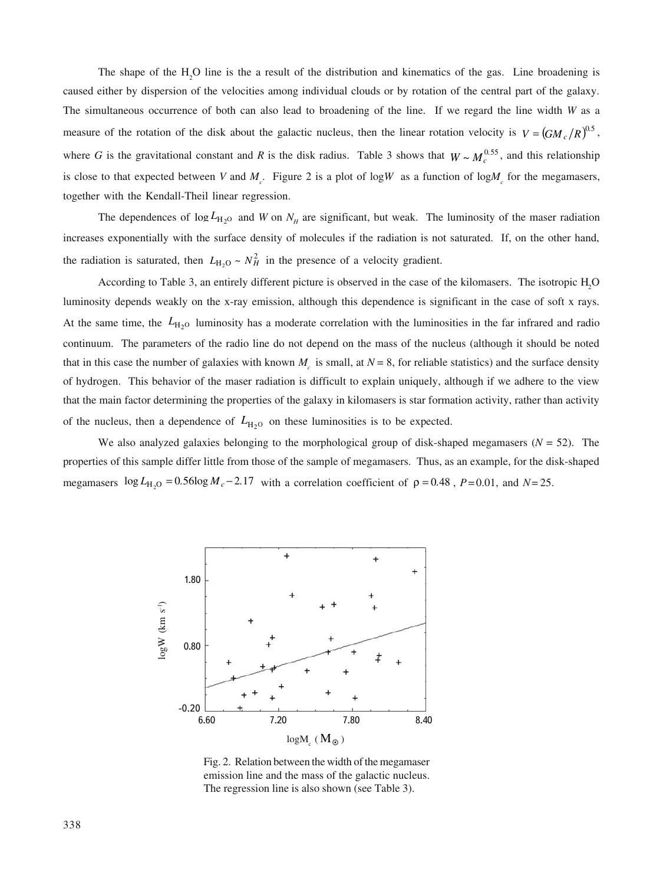The shape of the $H_2O$ line is the a result of the distribution and kinematics of the gas. Line broadening is caused either by dispersion of the velocities among individual clouds or by rotation of the central part of the galaxy. The simultaneous occurrence of both can also lead to broadening of the line. If we regard the line width $W$ as a measure of the rotation of the disk about the galactic nucleus, then the linear rotation velocity is $V = (GM_c/R)^{0.5}$, where $G$ is the gravitational constant and $R$ is the disk radius. Table 3 shows that $W \sim M_c^{0.55}$, and this relationship is close to that expected between $V$ and $M_c$. Figure 2 is a plot of $\log W$ as a function of $\log M_c$ for the megamasers, together with the Kendall-Theil linear regression.

The dependences of $\log L_{H_2O}$ and $W$ on $N_H$ are significant, but weak. The luminosity of the maser radiation increases exponentially with the surface density of molecules if the radiation is not saturated. If, on the other hand, the radiation is saturated, then $L_{H_2O} \sim N_H^2$ in the presence of a velocity gradient.

According to Table 3, an entirely different picture is observed in the case of the kilomasers. The isotropic $H_2O$ luminosity depends weakly on the x-ray emission, although this dependence is significant in the case of soft x rays. At the same time, the $L_{H_2O}$ luminosity has a moderate correlation with the luminosities in the far infrared and radio continuum. The parameters of the radio line do not depend on the mass of the nucleus (although it should be noted that in this case the number of galaxies with known $M_c$ is small, at $N = 8$, for reliable statistics) and the surface density of hydrogen. This behavior of the maser radiation is difficult to explain uniquely, although if we adhere to the view that the main factor determining the properties of the galaxy in kilomasers is star formation activity, rather than activity of the nucleus, then a dependence of $L_{H_2O}$ on these luminosities is to be expected.

We also analyzed galaxies belonging to the morphological group of disk-shaped megamasers ($N = 52$). The properties of this sample differ little from those of the sample of megamasers. Thus, as an example, for the disk-shaped megamasers $\log L_{H_2O} = 0.56 \log M_c - 2.17$ with a correlation coefficient of $\rho = 0.48$, $P = 0.01$, and $N = 25$.

Fig. 2. Relation between the width of the megamaser emission line and the mass of the galactic nucleus. The regression line is also shown (see Table 3).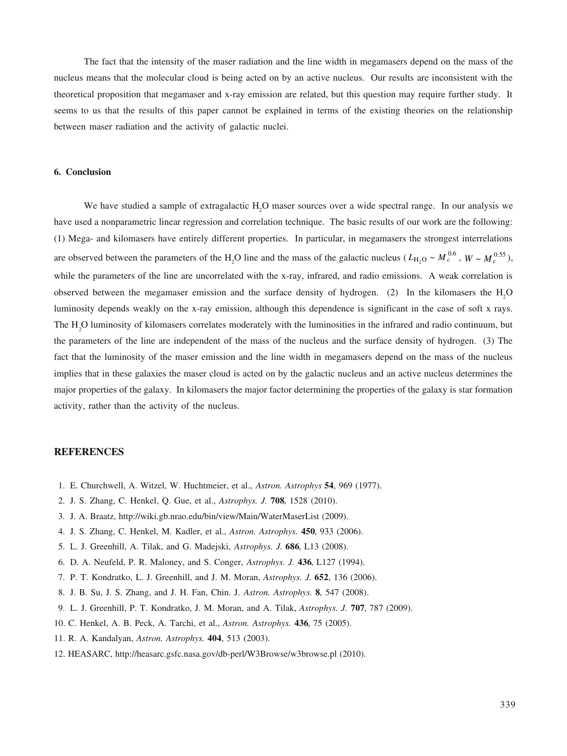The fact that the intensity of the maser radiation and the line width in megamasers depend on the mass of the nucleus means that the molecular cloud is being acted on by an active nucleus. Our results are inconsistent with the theoretical proposition that megamaser and x-ray emission are related, but this question may require further study. It seems to us that the results of this paper cannot be explained in terms of the existing theories on the relationship between maser radiation and the activity of galactic nuclei.

## 6. Conclusion

We have studied a sample of extragalactic $H_2O$ maser sources over a wide spectral range. In our analysis we have used a nonparametric linear regression and correlation technique. The basic results of our work are the following: (1) Mega- and kilomasers have entirely different properties. In particular, in megamasers the strongest interrelations are observed between the parameters of the $H_2O$ line and the mass of the galactic nucleus ($L_{H_2O} \sim M_c^{0.6}$, $W \sim M_c^{0.55}$), while the parameters of the line are uncorrelated with the x-ray, infrared, and radio emissions. A weak correlation is observed between the megamaser emission and the surface density of hydrogen. (2) In the kilomasers the $H_2O$ luminosity depends weakly on the x-ray emission, although this dependence is significant in the case of soft x rays. The $H_2O$ luminosity of kilomasers correlates moderately with the luminosities in the infrared and radio continuum, but the parameters of the line are independent of the mass of the nucleus and the surface density of hydrogen. (3) The fact that the luminosity of the maser emission and the line width in megamasers depend on the mass of the nucleus implies that in these galaxies the maser cloud is acted on by the galactic nucleus and an active nucleus determines the major properties of the galaxy. In kilomasers the major factor determining the properties of the galaxy is star formation activity, rather than the activity of the nucleus.

## REFERENCES

1. E. Churchwell, A. Witzel, W. Huchtmeier, et al., *Astron. Astrophys* **54**, 969 (1977).
2. J. S. Zhang, C. Henkel, Q. Gue, et al., *Astrophys. J.* **708**, 1528 (2010).
3. J. A. Braatz, http://wiki.gb.nrao.edu/bin/view/Main/WaterMaserList (2009).
4. J. S. Zhang, C. Henkel, M. Kadler, et al., *Astron. Astrophys.* **450**, 933 (2006).
5. L. J. Greenhill, A. Tilak, and G. Madejski, *Astrophys. J.* **686**, L13 (2008).
6. D. A. Neufeld, P. R. Maloney, and S. Conger, *Astrophys. J.* **436**, L127 (1994).
7. P. T. Kondratko, L. J. Greenhill, and J. M. Moran, *Astrophys. J.* **652**, 136 (2006).
8. J. B. Su, J. S. Zhang, and J. H. Fan, Chin. J. *Astron. Astrophys.* **8**, 547 (2008).
9. L. J. Greenhill, P. T. Kondratko, J. M. Moran, and A. Tilak, *Astrophys. J.* **707**, 787 (2009).
10. C. Henkel, A. B. Peck, A. Tarchi, et al., *Astron. Astrophys.* **436**, 75 (2005).
11. R. A. Kandalyan, *Astron. Astrophys.* **404**, 513 (2003).
12. HEASARC, http://heasarc.gsfc.nasa.gov/db-perl/W3Browse/w3browse.pl (2010).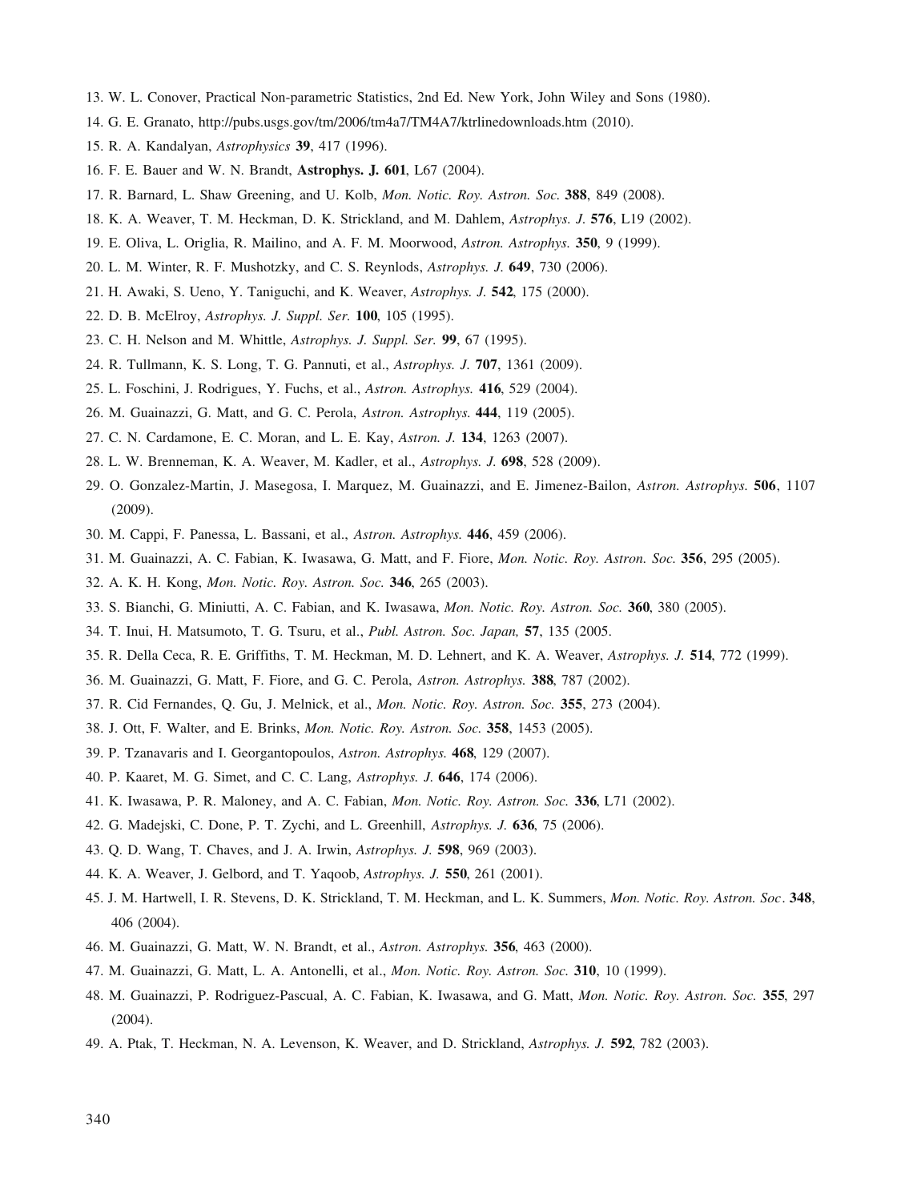13. W. L. Conover, Practical Non-parametric Statistics, 2nd Ed. New York, John Wiley and Sons (1980).
14. G. E. Granato, http://pubs.usgs.gov/tm/2006/tm4a7/TM4A7/ktrlinedownloads.htm (2010).
15. R. A. Kandalyan, *Astrophysics* **39**, 417 (1996).
16. F. E. Bauer and W. N. Brandt, **Astrophys. J. 601**, L67 (2004).
17. R. Barnard, L. Shaw Greening, and U. Kolb, *Mon. Notic. Roy. Astron. Soc.* **388**, 849 (2008).
18. K. A. Weaver, T. M. Heckman, D. K. Strickland, and M. Dahlem, *Astrophys. J.* **576**, L19 (2002).
19. E. Oliva, L. Origlia, R. Mailino, and A. F. M. Moorwood, *Astron. Astrophys.* **350**, 9 (1999).
20. L. M. Winter, R. F. Mushotzky, and C. S. Reynlods, *Astrophys. J.* **649**, 730 (2006).
21. H. Awaki, S. Ueno, Y. Taniguchi, and K. Weaver, *Astrophys. J.* **542**, 175 (2000).
22. D. B. McElroy, *Astrophys. J. Suppl. Ser.* **100**, 105 (1995).
23. C. H. Nelson and M. Whittle, *Astrophys. J. Suppl. Ser.* **99**, 67 (1995).
24. R. Tullmann, K. S. Long, T. G. Pannuti, et al., *Astrophys. J.* **707**, 1361 (2009).
25. L. Foschini, J. Rodrigues, Y. Fuchs, et al., *Astron. Astrophys.* **416**, 529 (2004).
26. M. Guainazzi, G. Matt, and G. C. Perola, *Astron. Astrophys.* **444**, 119 (2005).
27. C. N. Cardamone, E. C. Moran, and L. E. Kay, *Astron. J.* **134**, 1263 (2007).
28. L. W. Brenneman, K. A. Weaver, M. Kadler, et al., *Astrophys. J.* **698**, 528 (2009).
29. O. Gonzalez-Martin, J. Masegosa, I. Marquez, M. Guainazzi, and E. Jimenez-Bailon, *Astron. Astrophys.* **506**, 1107 (2009).
30. M. Cappi, F. Panessa, L. Bassani, et al., *Astron. Astrophys.* **446**, 459 (2006).
31. M. Guainazzi, A. C. Fabian, K. Iwasawa, G. Matt, and F. Fiore, *Mon. Notic. Roy. Astron. Soc.* **356**, 295 (2005).
32. A. K. H. Kong, *Mon. Notic. Roy. Astron. Soc.* **346**, 265 (2003).
33. S. Bianchi, G. Miniutti, A. C. Fabian, and K. Iwasawa, *Mon. Notic. Roy. Astron. Soc.* **360**, 380 (2005).
34. T. Inui, H. Matsumoto, T. G. Tsuru, et al., *Publ. Astron. Soc. Japan,* **57**, 135 (2005.
35. R. Della Ceca, R. E. Griffiths, T. M. Heckman, M. D. Lehnert, and K. A. Weaver, *Astrophys. J.* **514**, 772 (1999).
36. M. Guainazzi, G. Matt, F. Fiore, and G. C. Perola, *Astron. Astrophys.* **388**, 787 (2002).
37. R. Cid Fernandes, Q. Gu, J. Melnick, et al., *Mon. Notic. Roy. Astron. Soc.* **355**, 273 (2004).
38. J. Ott, F. Walter, and E. Brinks, *Mon. Notic. Roy. Astron. Soc.* **358**, 1453 (2005).
39. P. Tzanavaris and I. Georgantopoulos, *Astron. Astrophys.* **468**, 129 (2007).
40. P. Kaaret, M. G. Simet, and C. C. Lang, *Astrophys. J.* **646**, 174 (2006).
41. K. Iwasawa, P. R. Maloney, and A. C. Fabian, *Mon. Notic. Roy. Astron. Soc.* **336**, L71 (2002).
42. G. Madejski, C. Done, P. T. Zychi, and L. Greenhill, *Astrophys. J.* **636**, 75 (2006).
43. Q. D. Wang, T. Chaves, and J. A. Irwin, *Astrophys. J.* **598**, 969 (2003).
44. K. A. Weaver, J. Gelbord, and T. Yaqoob, *Astrophys. J.* **550**, 261 (2001).
45. J. M. Hartwell, I. R. Stevens, D. K. Strickland, T. M. Heckman, and L. K. Summers, *Mon. Notic. Roy. Astron. Soc*. **348**, 406 (2004).
46. M. Guainazzi, G. Matt, W. N. Brandt, et al., *Astron. Astrophys.* **356**, 463 (2000).
47. M. Guainazzi, G. Matt, L. A. Antonelli, et al., *Mon. Notic. Roy. Astron. Soc.* **310**, 10 (1999).
48. M. Guainazzi, P. Rodriguez-Pascual, A. C. Fabian, K. Iwasawa, and G. Matt, *Mon. Notic. Roy. Astron. Soc.* **355**, 297 (2004).
49. A. Ptak, T. Heckman, N. A. Levenson, K. Weaver, and D. Strickland, *Astrophys. J.* **592**, 782 (2003).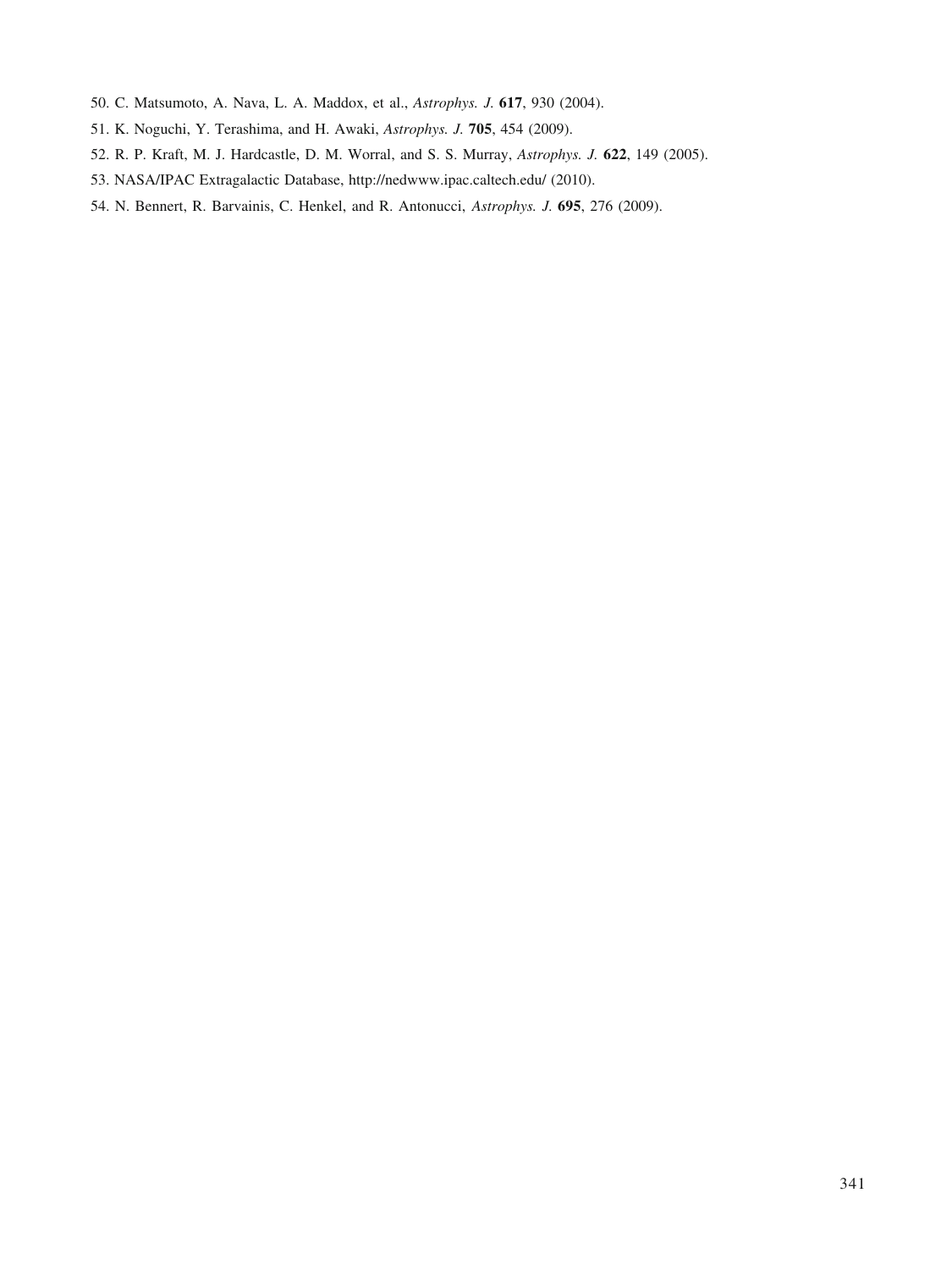50. C. Matsumoto, A. Nava, L. A. Maddox, et al., *Astrophys. J.* **617**, 930 (2004).

51. K. Noguchi, Y. Terashima, and H. Awaki, *Astrophys. J.* **705**, 454 (2009).

52. R. P. Kraft, M. J. Hardcastle, D. M. Worral, and S. S. Murray, *Astrophys. J.* **622**, 149 (2005).

53. NASA/IPAC Extragalactic Database, http://nedwww.ipac.caltech.edu/ (2010).

54. N. Bennert, R. Barvainis, C. Henkel, and R. Antonucci, *Astrophys. J.* **695**, 276 (2009).